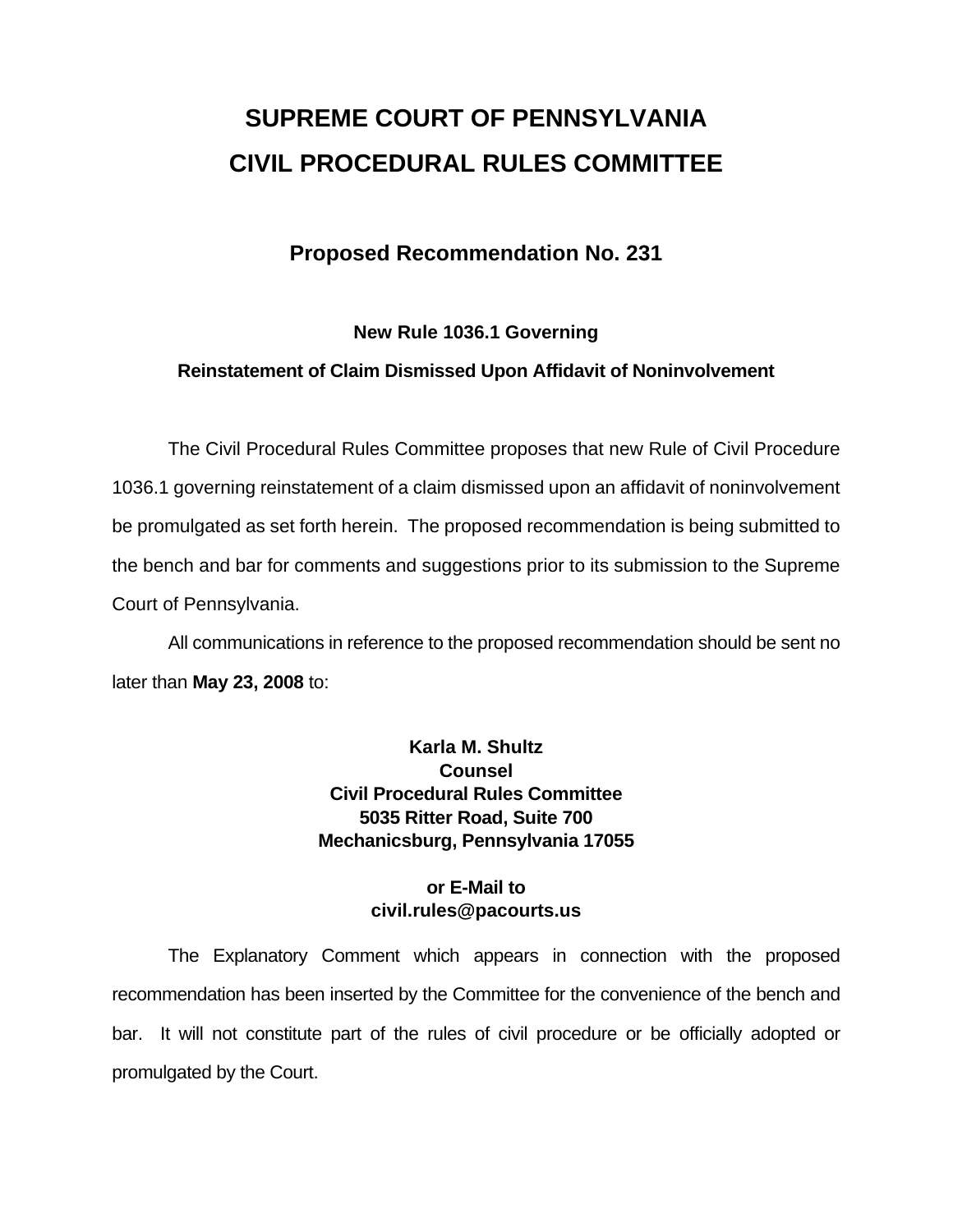# SUPREME COURT OF PENNSYLVANIA
# CIVIL PROCEDURAL RULES COMMITTEE

## Proposed Recommendation No. 231

### New Rule 1036.1 Governing
### Reinstatement of Claim Dismissed Upon Affidavit of Noninvolvement

The Civil Procedural Rules Committee proposes that new Rule of Civil Procedure 1036.1 governing reinstatement of a claim dismissed upon an affidavit of noninvolvement be promulgated as set forth herein. The proposed recommendation is being submitted to the bench and bar for comments and suggestions prior to its submission to the Supreme Court of Pennsylvania.

All communications in reference to the proposed recommendation should be sent no later than **May 23, 2008** to:

**Karla M. Shultz**
**Counsel**
**Civil Procedural Rules Committee**
**5035 Ritter Road, Suite 700**
**Mechanicsburg, Pennsylvania 17055**

**or E-Mail to**
**civil.rules@pacourts.us**

The Explanatory Comment which appears in connection with the proposed recommendation has been inserted by the Committee for the convenience of the bench and bar. It will not constitute part of the rules of civil procedure or be officially adopted or promulgated by the Court.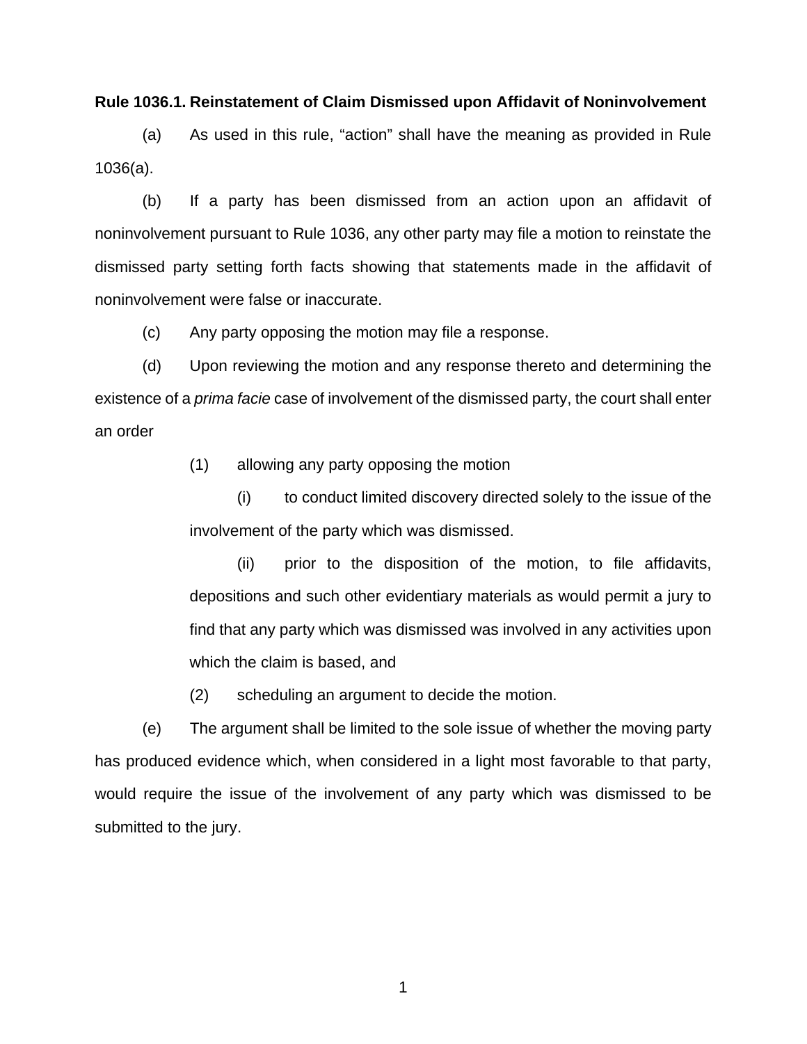**Rule 1036.1. Reinstatement of Claim Dismissed upon Affidavit of Noninvolvement**

(a) As used in this rule, "action" shall have the meaning as provided in Rule 1036(a).

(b) If a party has been dismissed from an action upon an affidavit of noninvolvement pursuant to Rule 1036, any other party may file a motion to reinstate the dismissed party setting forth facts showing that statements made in the affidavit of noninvolvement were false or inaccurate.

(c) Any party opposing the motion may file a response.

(d) Upon reviewing the motion and any response thereto and determining the existence of a *prima facie* case of involvement of the dismissed party, the court shall enter an order

(1) allowing any party opposing the motion

(i) to conduct limited discovery directed solely to the issue of the involvement of the party which was dismissed.

(ii) prior to the disposition of the motion, to file affidavits, depositions and such other evidentiary materials as would permit a jury to find that any party which was dismissed was involved in any activities upon which the claim is based, and

(2) scheduling an argument to decide the motion.

(e) The argument shall be limited to the sole issue of whether the moving party has produced evidence which, when considered in a light most favorable to that party, would require the issue of the involvement of any party which was dismissed to be submitted to the jury.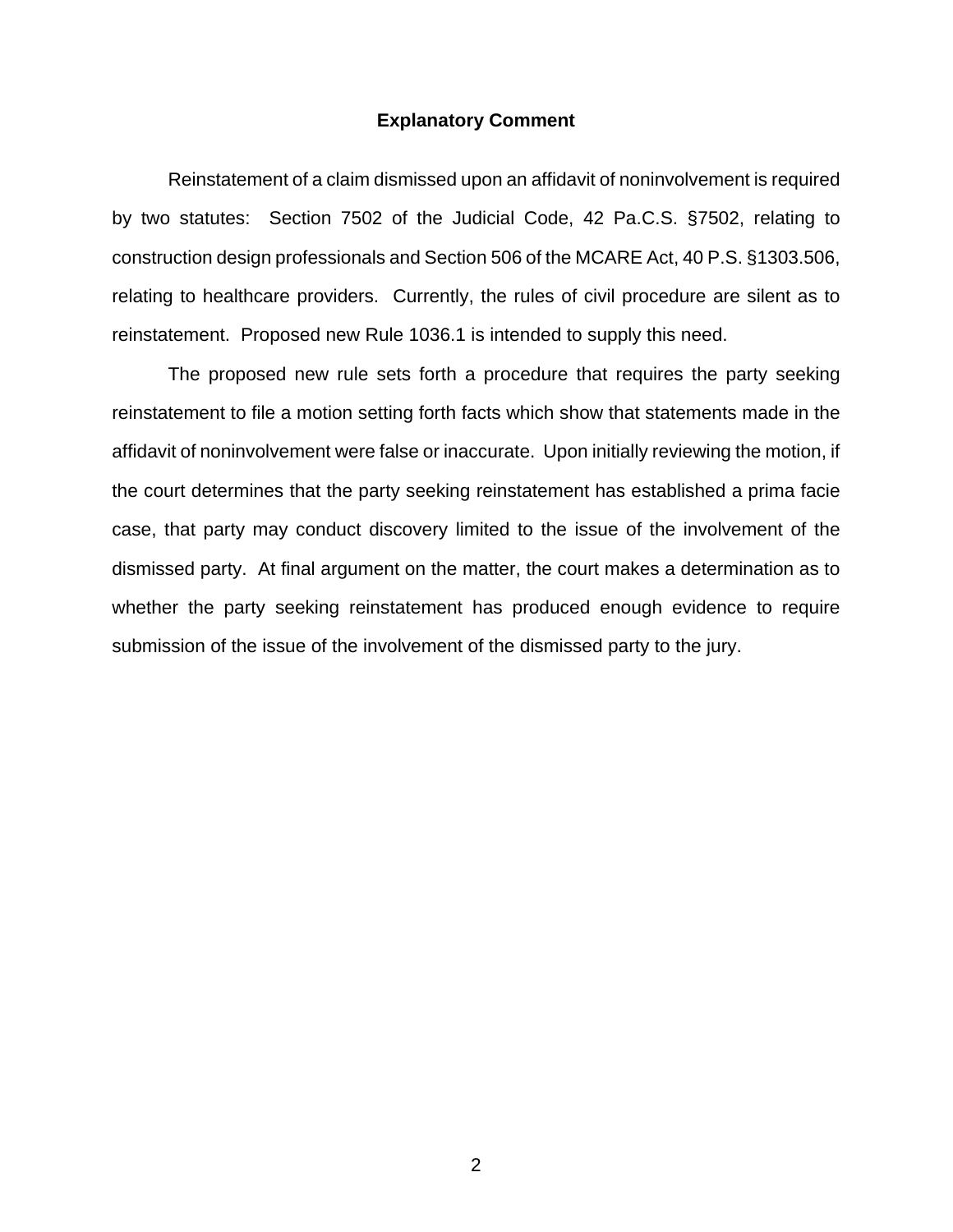## Explanatory Comment

Reinstatement of a claim dismissed upon an affidavit of noninvolvement is required by two statutes: Section 7502 of the Judicial Code, 42 Pa.C.S. §7502, relating to construction design professionals and Section 506 of the MCARE Act, 40 P.S. §1303.506, relating to healthcare providers. Currently, the rules of civil procedure are silent as to reinstatement. Proposed new Rule 1036.1 is intended to supply this need.

The proposed new rule sets forth a procedure that requires the party seeking reinstatement to file a motion setting forth facts which show that statements made in the affidavit of noninvolvement were false or inaccurate. Upon initially reviewing the motion, if the court determines that the party seeking reinstatement has established a prima facie case, that party may conduct discovery limited to the issue of the involvement of the dismissed party. At final argument on the matter, the court makes a determination as to whether the party seeking reinstatement has produced enough evidence to require submission of the issue of the involvement of the dismissed party to the jury.